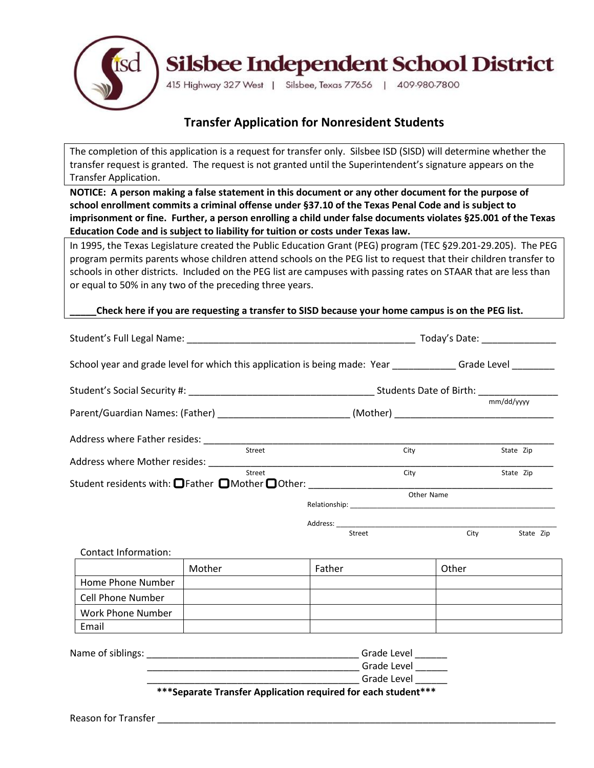# Silsbee Independent School District

415 Highway 327 West | Silsbee, Texas 77656 | 409-980-7800

## Transfer Application for Nonresident Students

The completion of this application is a request for transfer only. Silsbee ISD (SISD) will determine whether the transfer request is granted. The request is not granted until the Superintendent's signature appears on the Transfer Application.

**NOTICE: A person making a false statement in this document or any other document for the purpose of school enrollment commits a criminal offense under §37.10 of the Texas Penal Code and is subject to imprisonment or fine. Further, a person enrolling a child under false documents violates §25.001 of the Texas Education Code and is subject to liability for tuition or costs under Texas law.**

In 1995, the Texas Legislature created the Public Education Grant (PEG) program (TEC §29.201-29.205). The PEG program permits parents whose children attend schools on the PEG list to request that their children transfer to schools in other districts. Included on the PEG list are campuses with passing rates on STAAR that are less than or equal to 50% in any two of the preceding three years.

**_____Check here if you are requesting a transfer to SISD because your home campus is on the PEG list.**

Student's Full Legal Name: ____________________________________________ Today's Date: ______________

School year and grade level for which this application is being made: Year ____________ Grade Level ________

Student's Social Security #: ___________________________________ Students Date of Birth: _______________ (mm/dd/yyyy)

Parent/Guardian Names: (Father) _________________________ (Mother) ______________________________

Address where Father resides: ______________________________________________________________________
Street City State Zip

Address where Mother resides: _____________________________________________________________________
Street City State Zip

Student residents with: ☐ Father ☐ Mother ☐ Other: _______________________________________________
Other Name

Relationship: ___________________________________________________

Address: _______________________________________________________
Street City State Zip

Contact Information:

| | Mother | Father | Other |
|---|---|---|---|
| Home Phone Number | | | |
| Cell Phone Number | | | |
| Work Phone Number | | | |
| Email | | | |

Name of siblings: ________________________________________ Grade Level ______

________________________________________ Grade Level ______

________________________________________ Grade Level ______

**\*\*\*Separate Transfer Application required for each student\*\*\***

Reason for Transfer ______________________________________________________________________________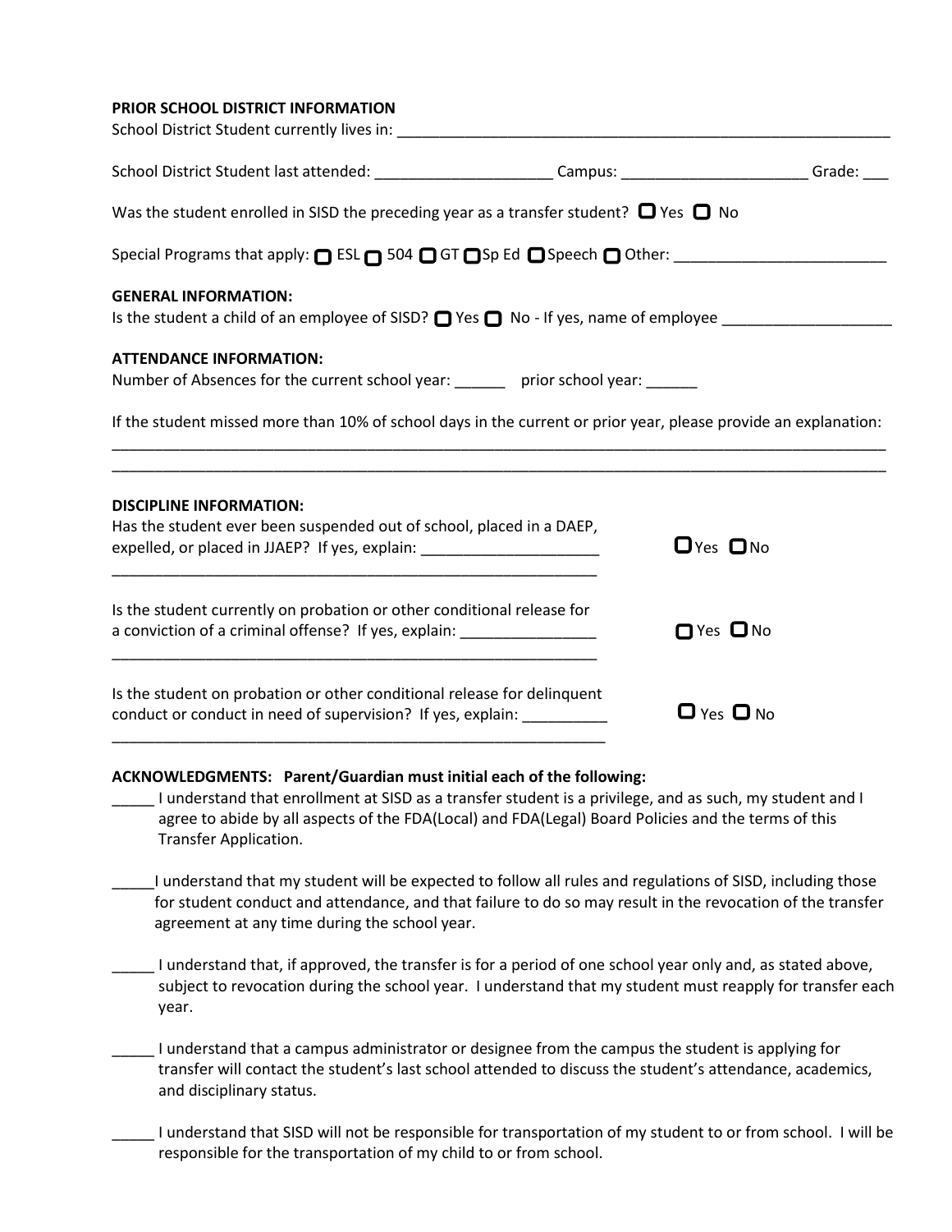**PRIOR SCHOOL DISTRICT INFORMATION**

School District Student currently lives in: ______________________________________________________________

School District Student last attended: _____________________ Campus: ______________________ Grade: ___

Was the student enrolled in SISD the preceding year as a transfer student? ☐ Yes ☐ No

Special Programs that apply: ☐ ESL ☐ 504 ☐ GT ☐ Sp Ed ☐ Speech ☐ Other: _________________________

**GENERAL INFORMATION:**

Is the student a child of an employee of SISD? ☐ Yes ☐ No - If yes, name of employee ____________________

**ATTENDANCE INFORMATION:**

Number of Absences for the current school year: ______ prior school year: ______

If the student missed more than 10% of school days in the current or prior year, please provide an explanation:

________________________________________________________________________________________________

________________________________________________________________________________________________

**DISCIPLINE INFORMATION:**

Has the student ever been suspended out of school, placed in a DAEP, expelled, or placed in JJAEP? If yes, explain: _____________________ ☐ Yes ☐ No

____________________________________________________________

Is the student currently on probation or other conditional release for a conviction of a criminal offense? If yes, explain: ________________ ☐ Yes ☐ No

____________________________________________________________

Is the student on probation or other conditional release for delinquent conduct or conduct in need of supervision? If yes, explain: __________ ☐ Yes ☐ No

____________________________________________________________

**ACKNOWLEDGMENTS: Parent/Guardian must initial each of the following:**

_____ I understand that enrollment at SISD as a transfer student is a privilege, and as such, my student and I agree to abide by all aspects of the FDA(Local) and FDA(Legal) Board Policies and the terms of this Transfer Application.

_____I understand that my student will be expected to follow all rules and regulations of SISD, including those for student conduct and attendance, and that failure to do so may result in the revocation of the transfer agreement at any time during the school year.

_____ I understand that, if approved, the transfer is for a period of one school year only and, as stated above, subject to revocation during the school year. I understand that my student must reapply for transfer each year.

_____ I understand that a campus administrator or designee from the campus the student is applying for transfer will contact the student's last school attended to discuss the student's attendance, academics, and disciplinary status.

_____ I understand that SISD will not be responsible for transportation of my student to or from school. I will be responsible for the transportation of my child to or from school.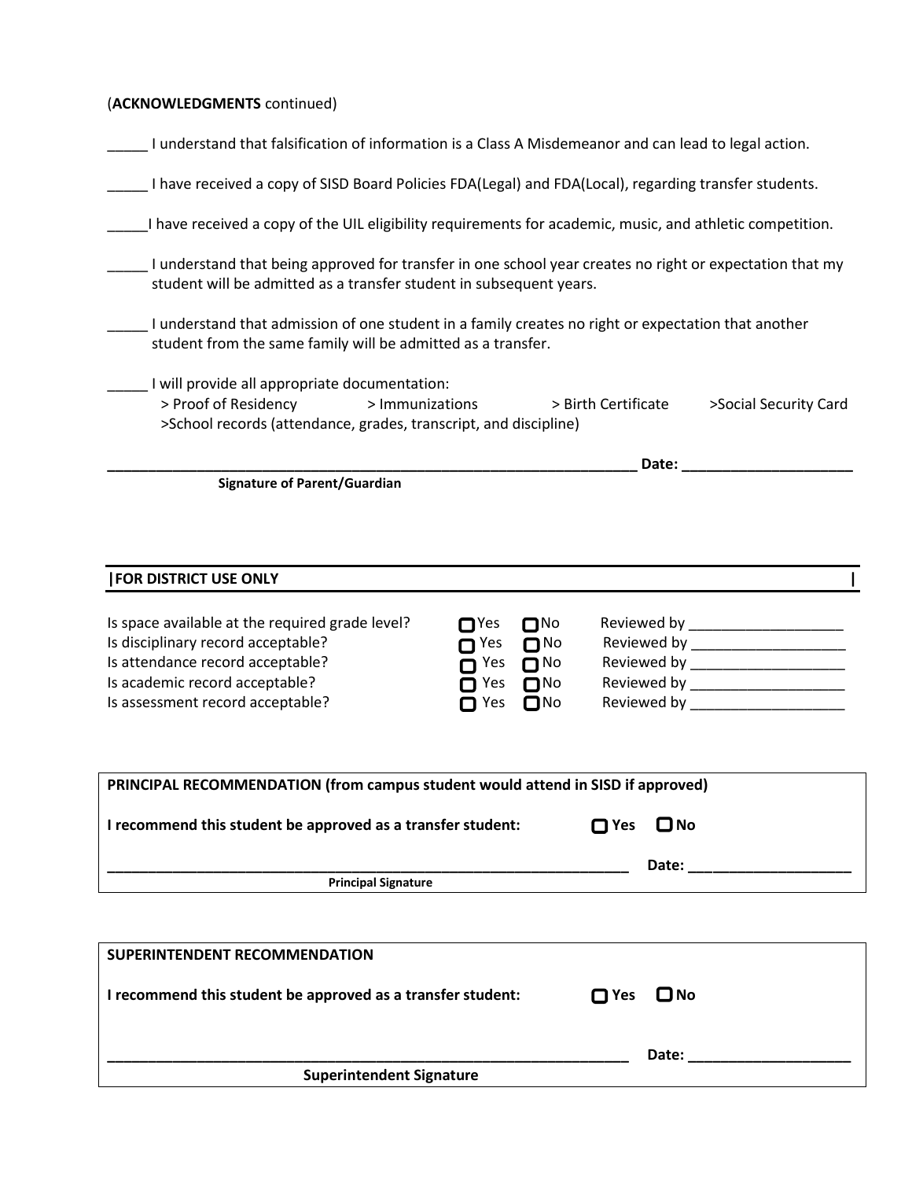(**ACKNOWLEDGMENTS** continued)

_____ I understand that falsification of information is a Class A Misdemeanor and can lead to legal action.

_____ I have received a copy of SISD Board Policies FDA(Legal) and FDA(Local), regarding transfer students.

_____ I have received a copy of the UIL eligibility requirements for academic, music, and athletic competition.

_____ I understand that being approved for transfer in one school year creates no right or expectation that my student will be admitted as a transfer student in subsequent years.

_____ I understand that admission of one student in a family creates no right or expectation that another student from the same family will be admitted as a transfer.

_____ I will provide all appropriate documentation:
> Proof of Residency    > Immunizations    > Birth Certificate    >Social Security Card
>School records (attendance, grades, transcript, and discipline)

_______________________________________________________________ **Date:** ____________________
**Signature of Parent/Guardian**

**|FOR DISTRICT USE ONLY |**

| | | | |
|---|---|---|---|
| Is space available at the required grade level? | ☐ Yes | ☐ No | Reviewed by __________________ |
| Is disciplinary record acceptable? | ☐ Yes | ☐ No | Reviewed by __________________ |
| Is attendance record acceptable? | ☐ Yes | ☐ No | Reviewed by __________________ |
| Is academic record acceptable? | ☐ Yes | ☐ No | Reviewed by __________________ |
| Is assessment record acceptable? | ☐ Yes | ☐ No | Reviewed by __________________ |

**PRINCIPAL RECOMMENDATION (from campus student would attend in SISD if approved)**

**I recommend this student be approved as a transfer student:** ☐ **Yes** ☐ **No**

_______________________________________________________________ **Date:** ____________________
**Principal Signature**

**SUPERINTENDENT RECOMMENDATION**

**I recommend this student be approved as a transfer student:** ☐ **Yes** ☐ **No**

_______________________________________________________________ **Date:** ____________________
**Superintendent Signature**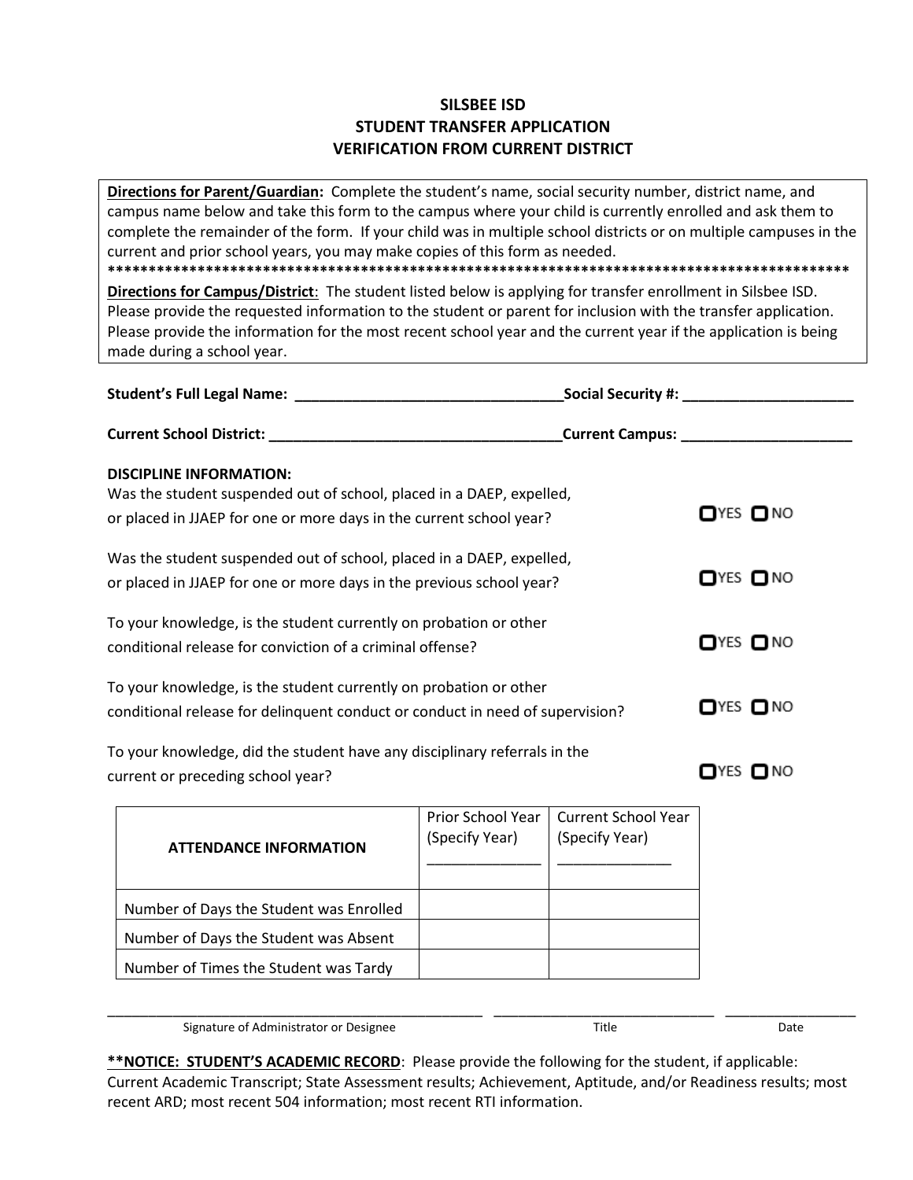# SILSBEE ISD
## STUDENT TRANSFER APPLICATION
## VERIFICATION FROM CURRENT DISTRICT

**Directions for Parent/Guardian:** Complete the student's name, social security number, district name, and campus name below and take this form to the campus where your child is currently enrolled and ask them to complete the remainder of the form. If your child was in multiple school districts or on multiple campuses in the current and prior school years, you may make copies of this form as needed.

**********************************************************************************************

**Directions for Campus/District**: The student listed below is applying for transfer enrollment in Silsbee ISD. Please provide the requested information to the student or parent for inclusion with the transfer application. Please provide the information for the most recent school year and the current year if the application is being made during a school year.

**Student's Full Legal Name: _________________________________Social Security #: _____________________**

**Current School District: ____________________________________Current Campus: _____________________**

**DISCIPLINE INFORMATION:**

Was the student suspended out of school, placed in a DAEP, expelled, or placed in JJAEP for one or more days in the current school year? ☐ YES ☐ NO

Was the student suspended out of school, placed in a DAEP, expelled, or placed in JJAEP for one or more days in the previous school year? ☐ YES ☐ NO

To your knowledge, is the student currently on probation or other conditional release for conviction of a criminal offense? ☐ YES ☐ NO

To your knowledge, is the student currently on probation or other conditional release for delinquent conduct or conduct in need of supervision? ☐ YES ☐ NO

To your knowledge, did the student have any disciplinary referrals in the current or preceding school year? ☐ YES ☐ NO

| ATTENDANCE INFORMATION | Prior School Year (Specify Year) ______________ | Current School Year (Specify Year) ______________ |
|---|---|---|
| Number of Days the Student was Enrolled | | |
| Number of Days the Student was Absent | | |
| Number of Times the Student was Tardy | | |

_______________________________________________ _____________________________ ________________

Signature of Administrator or Designee — Title — Date

****NOTICE: STUDENT'S ACADEMIC RECORD**: Please provide the following for the student, if applicable: Current Academic Transcript; State Assessment results; Achievement, Aptitude, and/or Readiness results; most recent ARD; most recent 504 information; most recent RTI information.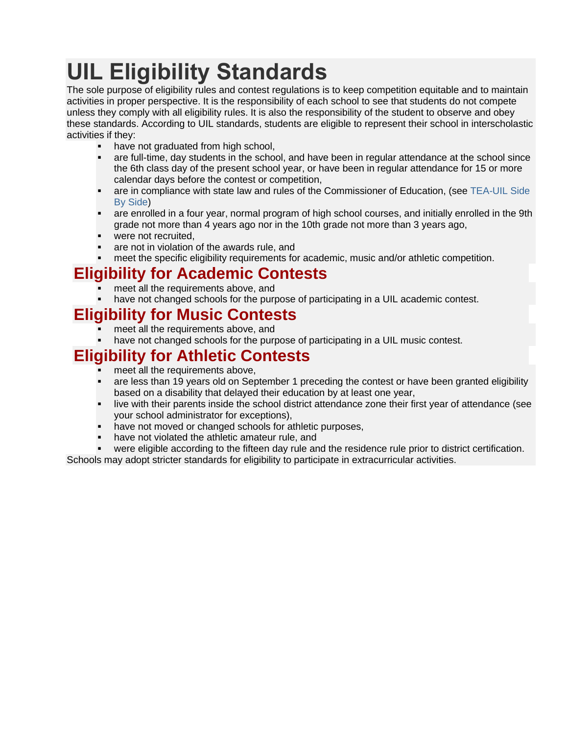# UIL Eligibility Standards

The sole purpose of eligibility rules and contest regulations is to keep competition equitable and to maintain activities in proper perspective. It is the responsibility of each school to see that students do not compete unless they comply with all eligibility rules. It is also the responsibility of the student to observe and obey these standards. According to UIL standards, students are eligible to represent their school in interscholastic activities if they:

- have not graduated from high school,
- are full-time, day students in the school, and have been in regular attendance at the school since the 6th class day of the present school year, or have been in regular attendance for 15 or more calendar days before the contest or competition,
- are in compliance with state law and rules of the Commissioner of Education, (see TEA-UIL Side By Side)
- are enrolled in a four year, normal program of high school courses, and initially enrolled in the 9th grade not more than 4 years ago nor in the 10th grade not more than 3 years ago,
- were not recruited,
- are not in violation of the awards rule, and
- meet the specific eligibility requirements for academic, music and/or athletic competition.

## Eligibility for Academic Contests

- meet all the requirements above, and
- have not changed schools for the purpose of participating in a UIL academic contest.

## Eligibility for Music Contests

- meet all the requirements above, and
- have not changed schools for the purpose of participating in a UIL music contest.

## Eligibility for Athletic Contests

- meet all the requirements above,
- are less than 19 years old on September 1 preceding the contest or have been granted eligibility based on a disability that delayed their education by at least one year,
- live with their parents inside the school district attendance zone their first year of attendance (see your school administrator for exceptions),
- have not moved or changed schools for athletic purposes,
- have not violated the athletic amateur rule, and
- were eligible according to the fifteen day rule and the residence rule prior to district certification.

Schools may adopt stricter standards for eligibility to participate in extracurricular activities.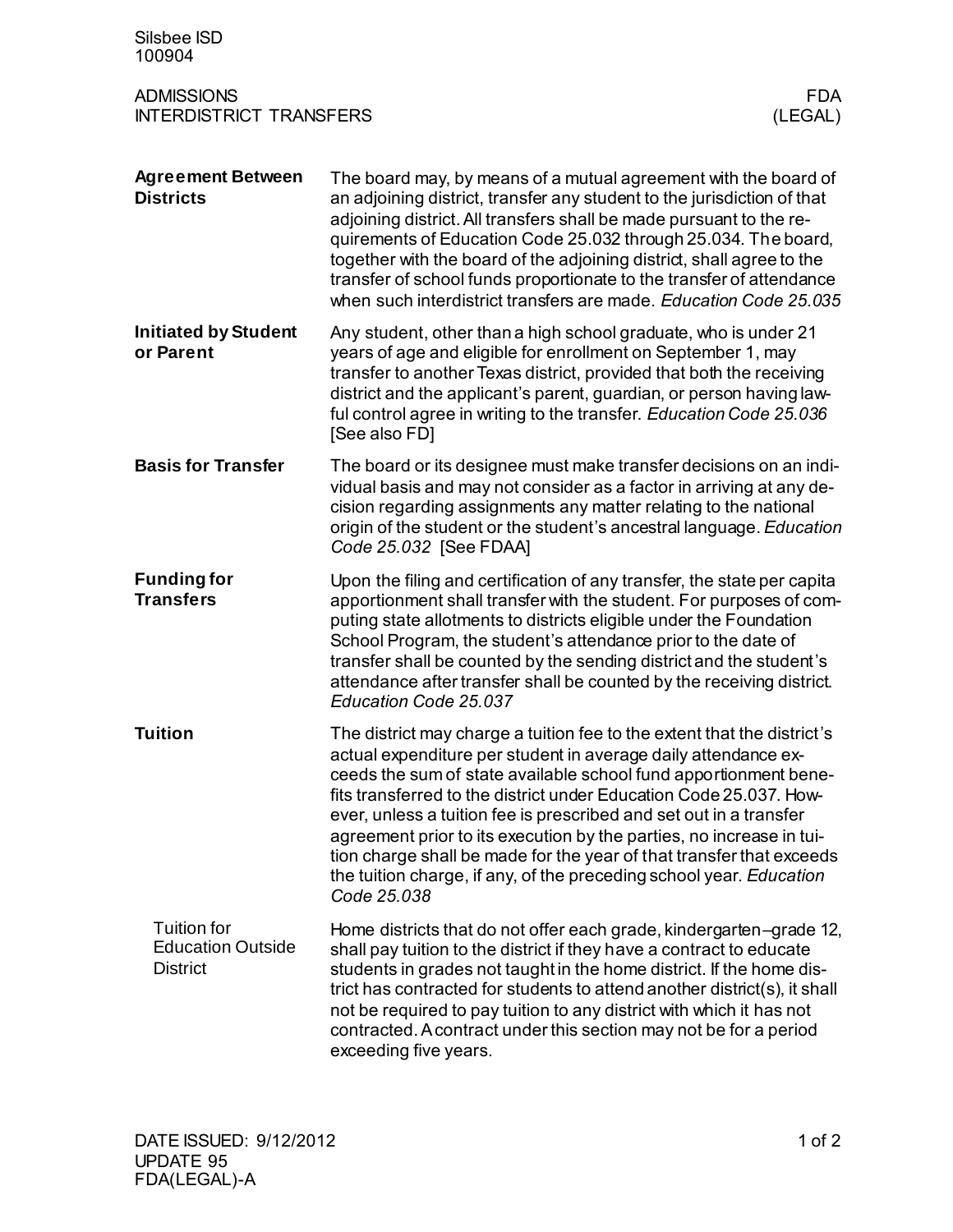## Agreement Between Districts

The board may, by means of a mutual agreement with the board of an adjoining district, transfer any student to the jurisdiction of that adjoining district. All transfers shall be made pursuant to the requirements of Education Code 25.032 through 25.034. The board, together with the board of the adjoining district, shall agree to the transfer of school funds proportionate to the transfer of attendance when such interdistrict transfers are made. *Education Code 25.035*

## Initiated by Student or Parent

Any student, other than a high school graduate, who is under 21 years of age and eligible for enrollment on September 1, may transfer to another Texas district, provided that both the receiving district and the applicant's parent, guardian, or person having lawful control agree in writing to the transfer. *Education Code 25.036* [See also FD]

## Basis for Transfer

The board or its designee must make transfer decisions on an individual basis and may not consider as a factor in arriving at any decision regarding assignments any matter relating to the national origin of the student or the student's ancestral language. *Education Code 25.032* [See FDAA]

## Funding for Transfers

Upon the filing and certification of any transfer, the state per capita apportionment shall transfer with the student. For purposes of computing state allotments to districts eligible under the Foundation School Program, the student's attendance prior to the date of transfer shall be counted by the sending district and the student's attendance after transfer shall be counted by the receiving district. *Education Code 25.037*

## Tuition

The district may charge a tuition fee to the extent that the district's actual expenditure per student in average daily attendance exceeds the sum of state available school fund apportionment benefits transferred to the district under Education Code 25.037. However, unless a tuition fee is prescribed and set out in a transfer agreement prior to its execution by the parties, no increase in tuition charge shall be made for the year of that transfer that exceeds the tuition charge, if any, of the preceding school year. *Education Code 25.038*

### Tuition for Education Outside District

Home districts that do not offer each grade, kindergarten–grade 12, shall pay tuition to the district if they have a contract to educate students in grades not taught in the home district. If the home district has contracted for students to attend another district(s), it shall not be required to pay tuition to any district with which it has not contracted. A contract under this section may not be for a period exceeding five years.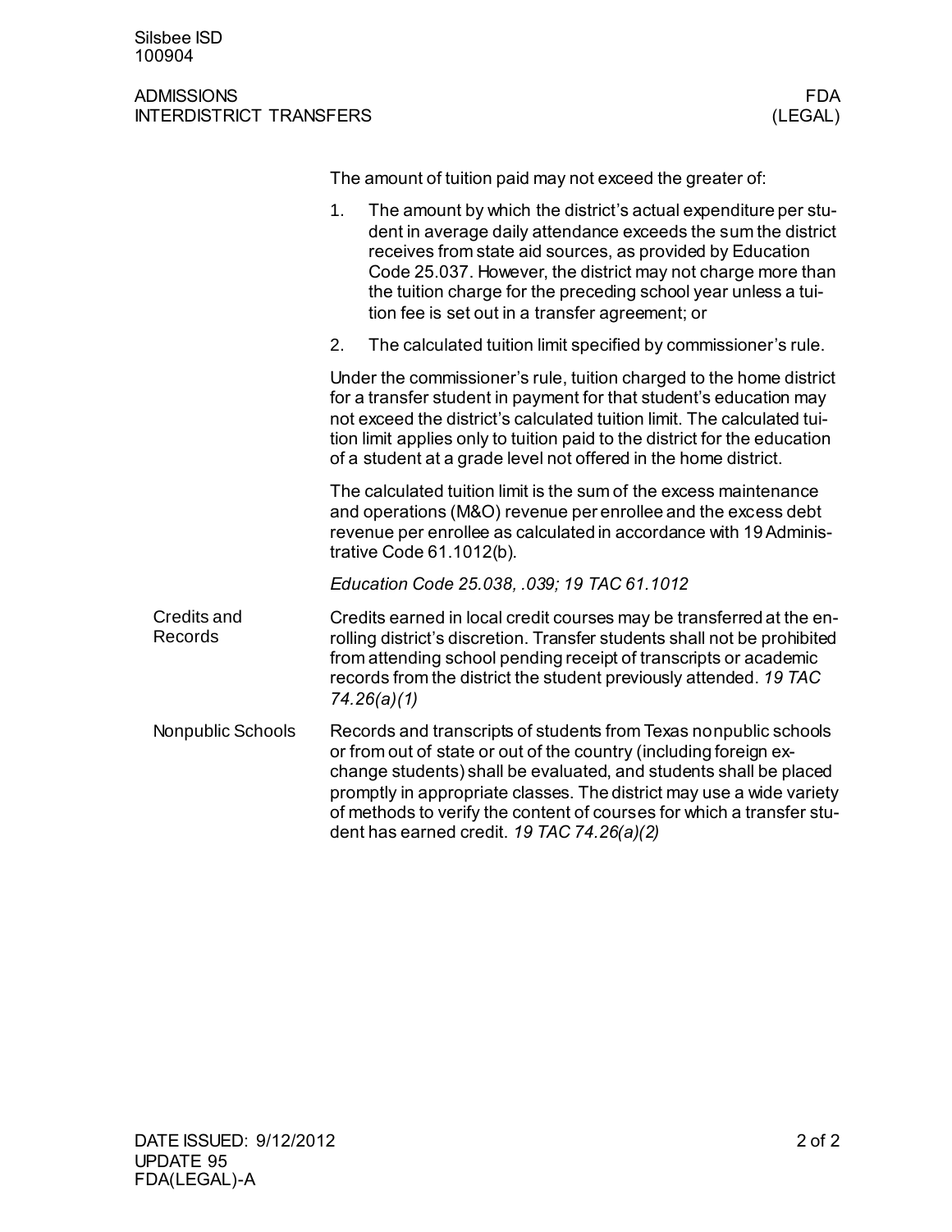The amount of tuition paid may not exceed the greater of:

1. The amount by which the district's actual expenditure per student in average daily attendance exceeds the sum the district receives from state aid sources, as provided by Education Code 25.037. However, the district may not charge more than the tuition charge for the preceding school year unless a tuition fee is set out in a transfer agreement; or
2. The calculated tuition limit specified by commissioner's rule.

Under the commissioner's rule, tuition charged to the home district for a transfer student in payment for that student's education may not exceed the district's calculated tuition limit. The calculated tuition limit applies only to tuition paid to the district for the education of a student at a grade level not offered in the home district.

The calculated tuition limit is the sum of the excess maintenance and operations (M&O) revenue per enrollee and the excess debt revenue per enrollee as calculated in accordance with 19 Administrative Code 61.1012(b).

*Education Code 25.038, .039; 19 TAC 61.1012*

### Credits and Records

Credits earned in local credit courses may be transferred at the enrolling district's discretion. Transfer students shall not be prohibited from attending school pending receipt of transcripts or academic records from the district the student previously attended. *19 TAC 74.26(a)(1)*

### Nonpublic Schools

Records and transcripts of students from Texas nonpublic schools or from out of state or out of the country (including foreign exchange students) shall be evaluated, and students shall be placed promptly in appropriate classes. The district may use a wide variety of methods to verify the content of courses for which a transfer student has earned credit. *19 TAC 74.26(a)(2)*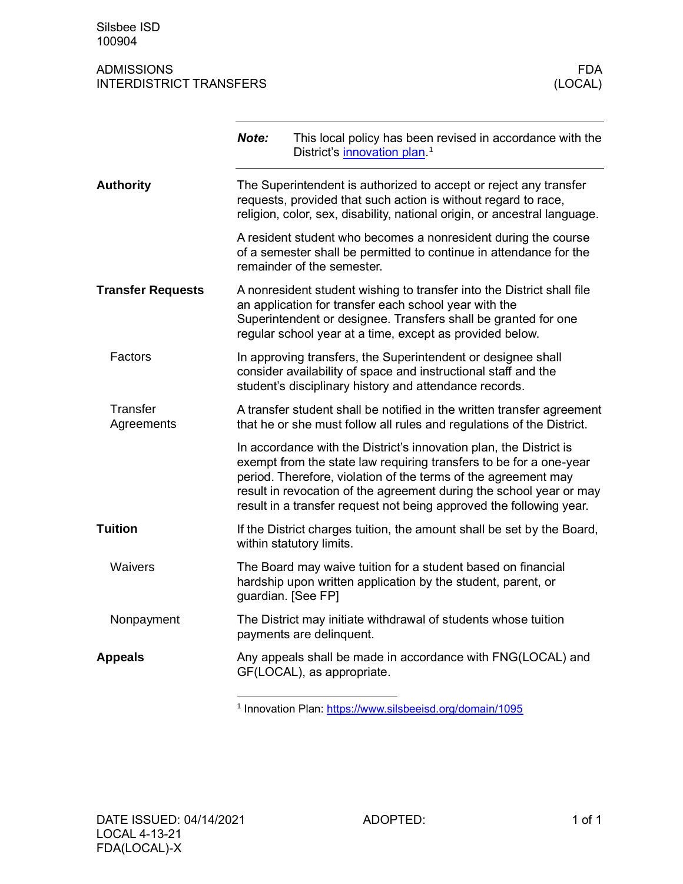Silsbee ISD
100904

ADMISSIONS
INTERDISTRICT TRANSFERS

FDA
(LOCAL)

***Note:*** This local policy has been revised in accordance with the District's innovation plan.[1]

## Authority

The Superintendent is authorized to accept or reject any transfer requests, provided that such action is without regard to race, religion, color, sex, disability, national origin, or ancestral language.

A resident student who becomes a nonresident during the course of a semester shall be permitted to continue in attendance for the remainder of the semester.

## Transfer Requests

A nonresident student wishing to transfer into the District shall file an application for transfer each school year with the Superintendent or designee. Transfers shall be granted for one regular school year at a time, except as provided below.

### Factors

In approving transfers, the Superintendent or designee shall consider availability of space and instructional staff and the student's disciplinary history and attendance records.

### Transfer Agreements

A transfer student shall be notified in the written transfer agreement that he or she must follow all rules and regulations of the District.

In accordance with the District's innovation plan, the District is exempt from the state law requiring transfers to be for a one-year period. Therefore, violation of the terms of the agreement may result in revocation of the agreement during the school year or may result in a transfer request not being approved the following year.

## Tuition

If the District charges tuition, the amount shall be set by the Board, within statutory limits.

### Waivers

The Board may waive tuition for a student based on financial hardship upon written application by the student, parent, or guardian. [See FP]

### Nonpayment

The District may initiate withdrawal of students whose tuition payments are delinquent.

## Appeals

Any appeals shall be made in accordance with FNG(LOCAL) and GF(LOCAL), as appropriate.

---

[1] Innovation Plan: https://www.silsbeeisd.org/domain/1095

DATE ISSUED: 04/14/2021
LOCAL 4-13-21
FDA(LOCAL)-X

ADOPTED: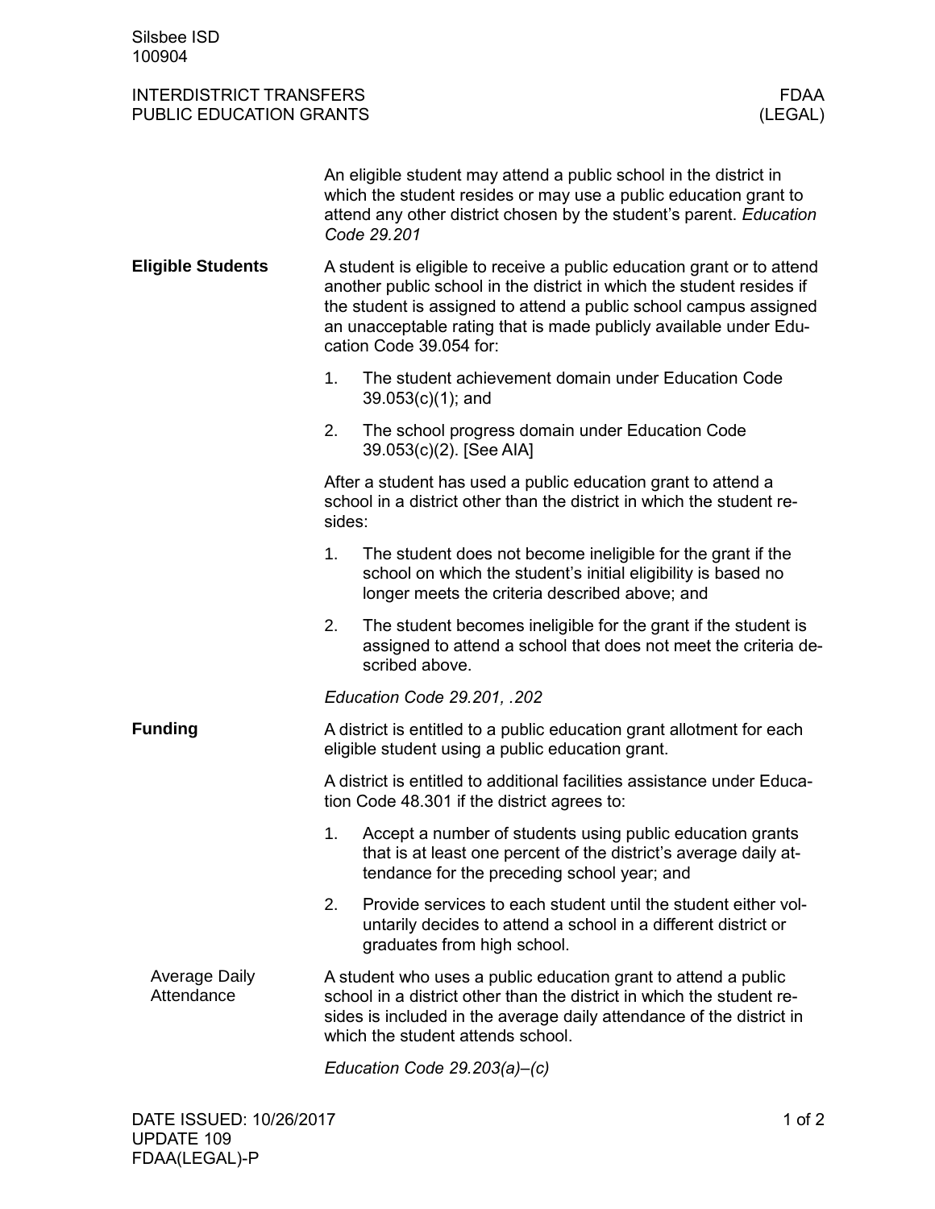An eligible student may attend a public school in the district in which the student resides or may use a public education grant to attend any other district chosen by the student's parent. *Education Code 29.201*

## Eligible Students

A student is eligible to receive a public education grant or to attend another public school in the district in which the student resides if the student is assigned to attend a public school campus assigned an unacceptable rating that is made publicly available under Education Code 39.054 for:

1. The student achievement domain under Education Code 39.053(c)(1); and
2. The school progress domain under Education Code 39.053(c)(2). [See AIA]

After a student has used a public education grant to attend a school in a district other than the district in which the student resides:

1. The student does not become ineligible for the grant if the school on which the student's initial eligibility is based no longer meets the criteria described above; and
2. The student becomes ineligible for the grant if the student is assigned to attend a school that does not meet the criteria described above.

*Education Code 29.201, .202*

## Funding

A district is entitled to a public education grant allotment for each eligible student using a public education grant.

A district is entitled to additional facilities assistance under Education Code 48.301 if the district agrees to:

1. Accept a number of students using public education grants that is at least one percent of the district's average daily attendance for the preceding school year; and
2. Provide services to each student until the student either voluntarily decides to attend a school in a different district or graduates from high school.

### Average Daily Attendance

A student who uses a public education grant to attend a public school in a district other than the district in which the student resides is included in the average daily attendance of the district in which the student attends school.

*Education Code 29.203(a)–(c)*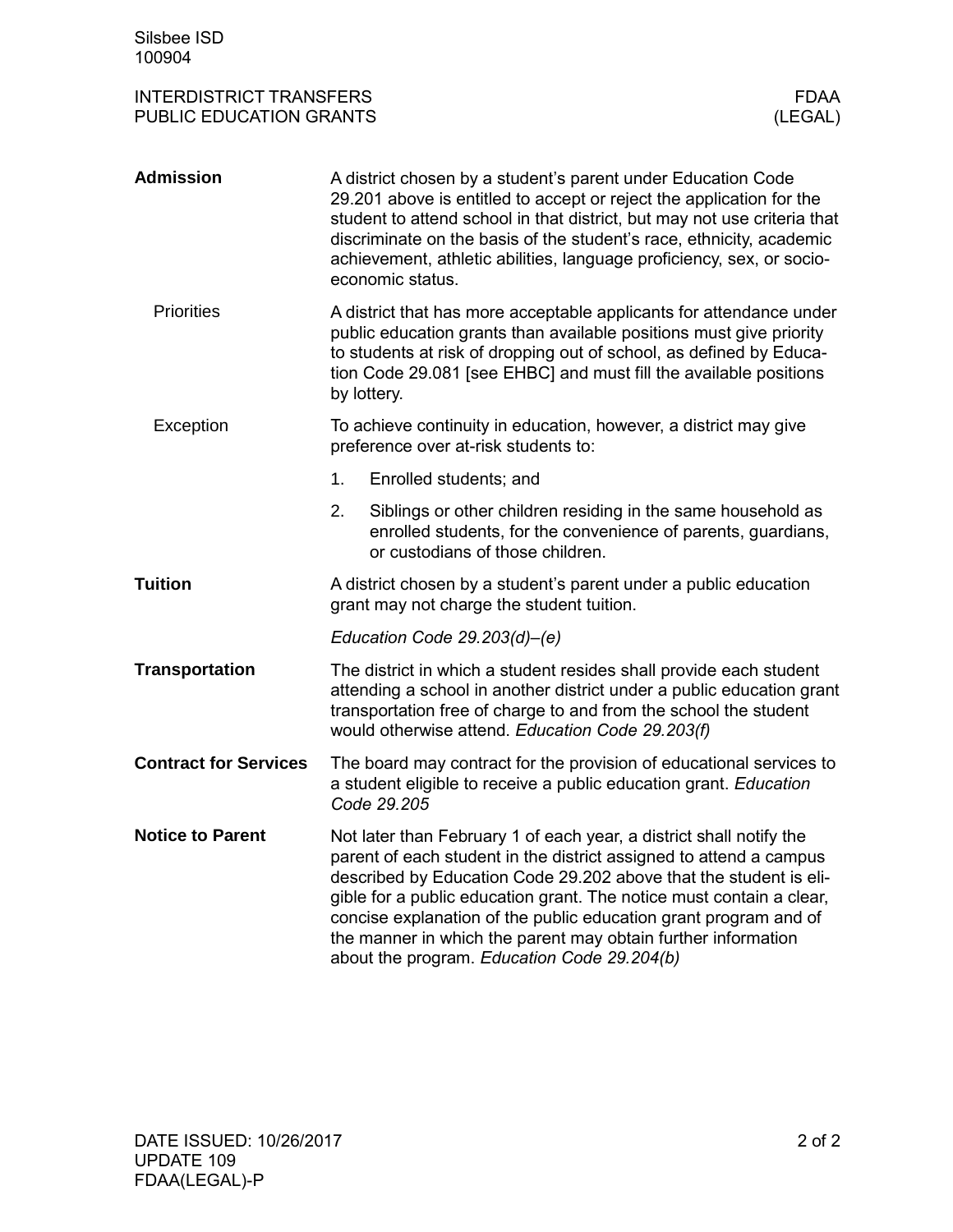## Admission

A district chosen by a student's parent under Education Code 29.201 above is entitled to accept or reject the application for the student to attend school in that district, but may not use criteria that discriminate on the basis of the student's race, ethnicity, academic achievement, athletic abilities, language proficiency, sex, or socio-economic status.

### Priorities

A district that has more acceptable applicants for attendance under public education grants than available positions must give priority to students at risk of dropping out of school, as defined by Education Code 29.081 [see EHBC] and must fill the available positions by lottery.

### Exception

To achieve continuity in education, however, a district may give preference over at-risk students to:

1. Enrolled students; and
2. Siblings or other children residing in the same household as enrolled students, for the convenience of parents, guardians, or custodians of those children.

## Tuition

A district chosen by a student's parent under a public education grant may not charge the student tuition.

*Education Code 29.203(d)–(e)*

## Transportation

The district in which a student resides shall provide each student attending a school in another district under a public education grant transportation free of charge to and from the school the student would otherwise attend. *Education Code 29.203(f)*

## Contract for Services

The board may contract for the provision of educational services to a student eligible to receive a public education grant. *Education Code 29.205*

## Notice to Parent

Not later than February 1 of each year, a district shall notify the parent of each student in the district assigned to attend a campus described by Education Code 29.202 above that the student is eligible for a public education grant. The notice must contain a clear, concise explanation of the public education grant program and of the manner in which the parent may obtain further information about the program. *Education Code 29.204(b)*